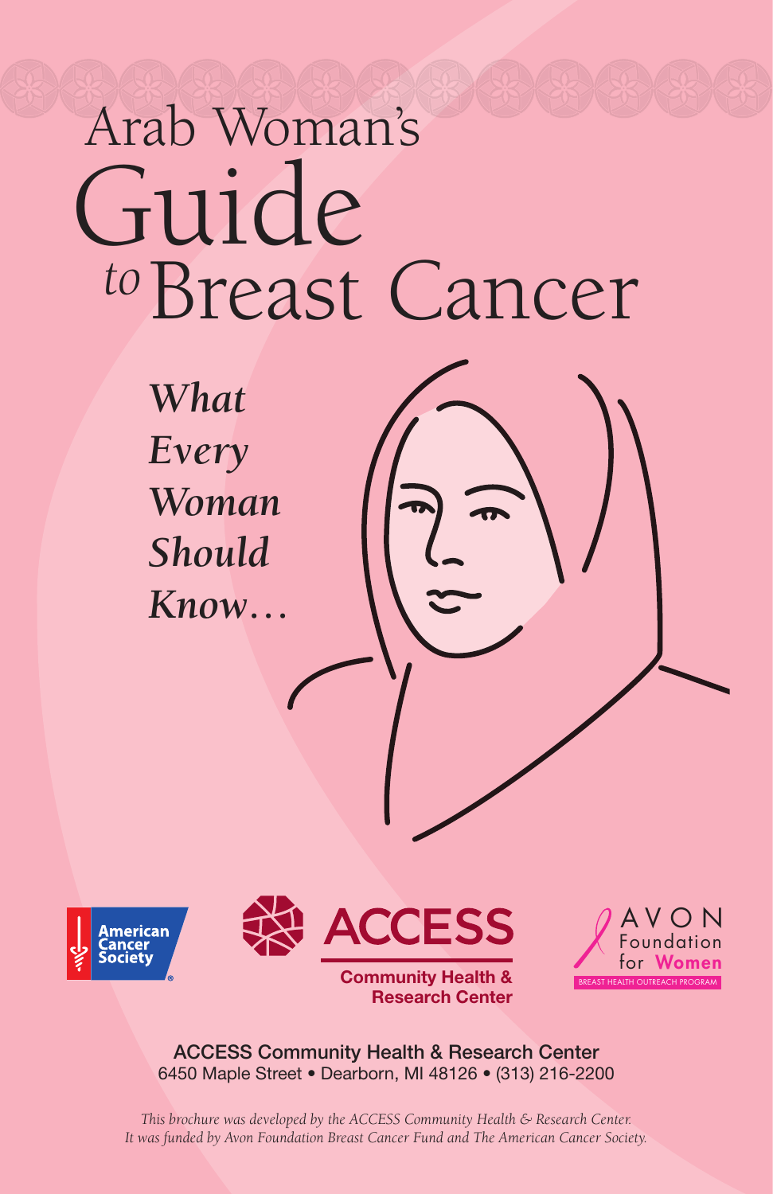# Arab Woman's Guide *to* Breast Cancer

***What Every Woman Should Know…***

American Cancer Society

ACCESS Community Health & Research Center

AVON Foundation for Women — BREAST HEALTH OUTREACH PROGRAM

**ACCESS Community Health & Research Center**
6450 Maple Street • Dearborn, MI 48126 • (313) 216-2200

*This brochure was developed by the ACCESS Community Health & Research Center. It was funded by Avon Foundation Breast Cancer Fund and The American Cancer Society.*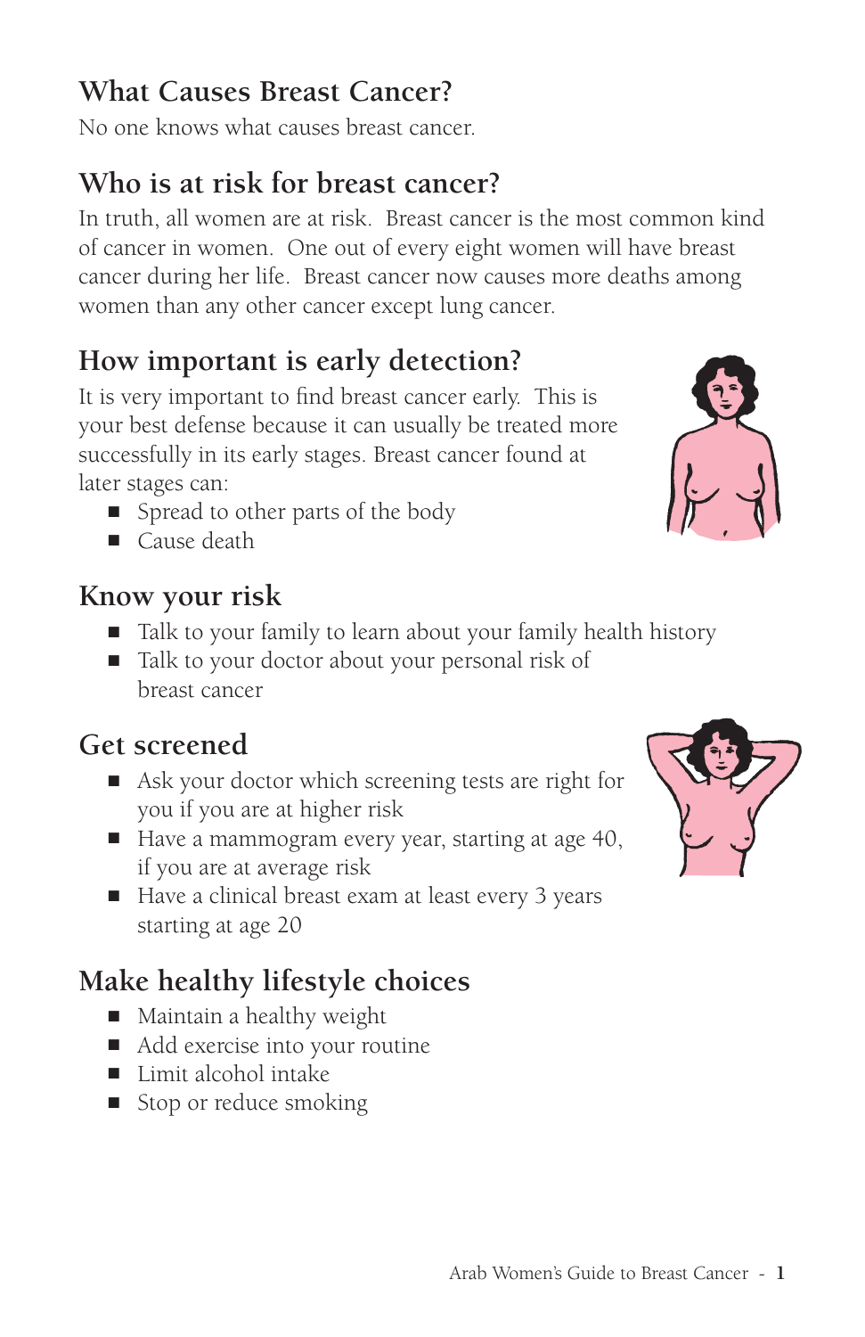## What Causes Breast Cancer?

No one knows what causes breast cancer.

## Who is at risk for breast cancer?

In truth, all women are at risk. Breast cancer is the most common kind of cancer in women. One out of every eight women will have breast cancer during her life. Breast cancer now causes more deaths among women than any other cancer except lung cancer.

## How important is early detection?

It is very important to find breast cancer early. This is your best defense because it can usually be treated more successfully in its early stages. Breast cancer found at later stages can:

- Spread to other parts of the body
- Cause death

## Know your risk

- Talk to your family to learn about your family health history
- Talk to your doctor about your personal risk of breast cancer

## Get screened

- Ask your doctor which screening tests are right for you if you are at higher risk
- Have a mammogram every year, starting at age 40, if you are at average risk
- Have a clinical breast exam at least every 3 years starting at age 20

## Make healthy lifestyle choices

- Maintain a healthy weight
- Add exercise into your routine
- Limit alcohol intake
- Stop or reduce smoking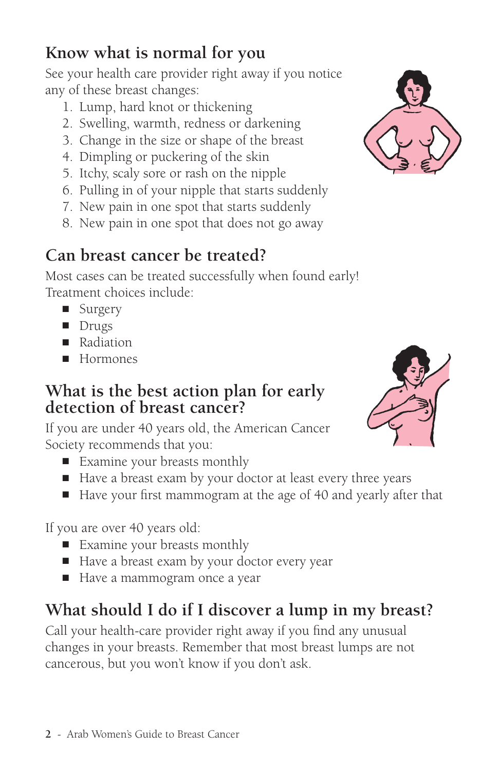## Know what is normal for you

See your health care provider right away if you notice any of these breast changes:

1. Lump, hard knot or thickening
2. Swelling, warmth, redness or darkening
3. Change in the size or shape of the breast
4. Dimpling or puckering of the skin
5. Itchy, scaly sore or rash on the nipple
6. Pulling in of your nipple that starts suddenly
7. New pain in one spot that starts suddenly
8. New pain in one spot that does not go away

## Can breast cancer be treated?

Most cases can be treated successfully when found early! Treatment choices include:

- Surgery
- Drugs
- Radiation
- Hormones

## What is the best action plan for early detection of breast cancer?

If you are under 40 years old, the American Cancer Society recommends that you:

- Examine your breasts monthly
- Have a breast exam by your doctor at least every three years
- Have your first mammogram at the age of 40 and yearly after that

If you are over 40 years old:

- Examine your breasts monthly
- Have a breast exam by your doctor every year
- Have a mammogram once a year

## What should I do if I discover a lump in my breast?

Call your health-care provider right away if you find any unusual changes in your breasts. Remember that most breast lumps are not cancerous, but you won't know if you don't ask.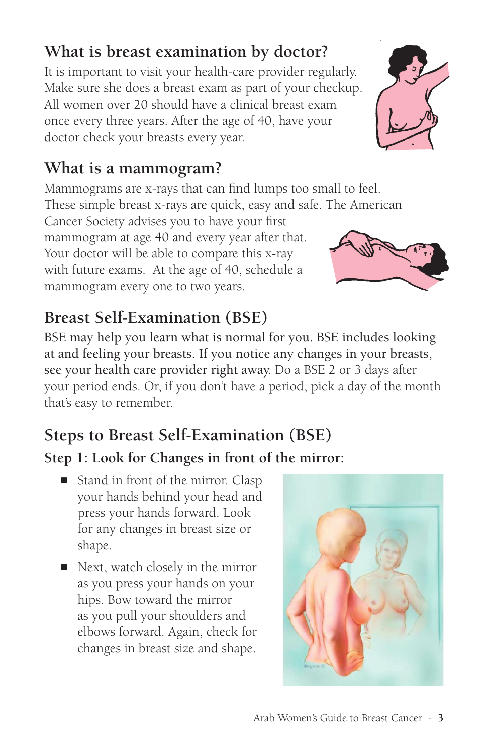## What is breast examination by doctor?

It is important to visit your health-care provider regularly. Make sure she does a breast exam as part of your checkup. All women over 20 should have a clinical breast exam once every three years. After the age of 40, have your doctor check your breasts every year.

## What is a mammogram?

Mammograms are x-rays that can find lumps too small to feel. These simple breast x-rays are quick, easy and safe. The American Cancer Society advises you to have your first mammogram at age 40 and every year after that. Your doctor will be able to compare this x-ray with future exams. At the age of 40, schedule a mammogram every one to two years.

## Breast Self-Examination (BSE)

BSE may help you learn what is normal for you. BSE includes looking at and feeling your breasts. If you notice any changes in your breasts, see your health care provider right away. Do a BSE 2 or 3 days after your period ends. Or, if you don't have a period, pick a day of the month that's easy to remember.

## Steps to Breast Self-Examination (BSE)

### Step 1: Look for Changes in front of the mirror:

- Stand in front of the mirror. Clasp your hands behind your head and press your hands forward. Look for any changes in breast size or shape.
- Next, watch closely in the mirror as you press your hands on your hips. Bow toward the mirror as you pull your shoulders and elbows forward. Again, check for changes in breast size and shape.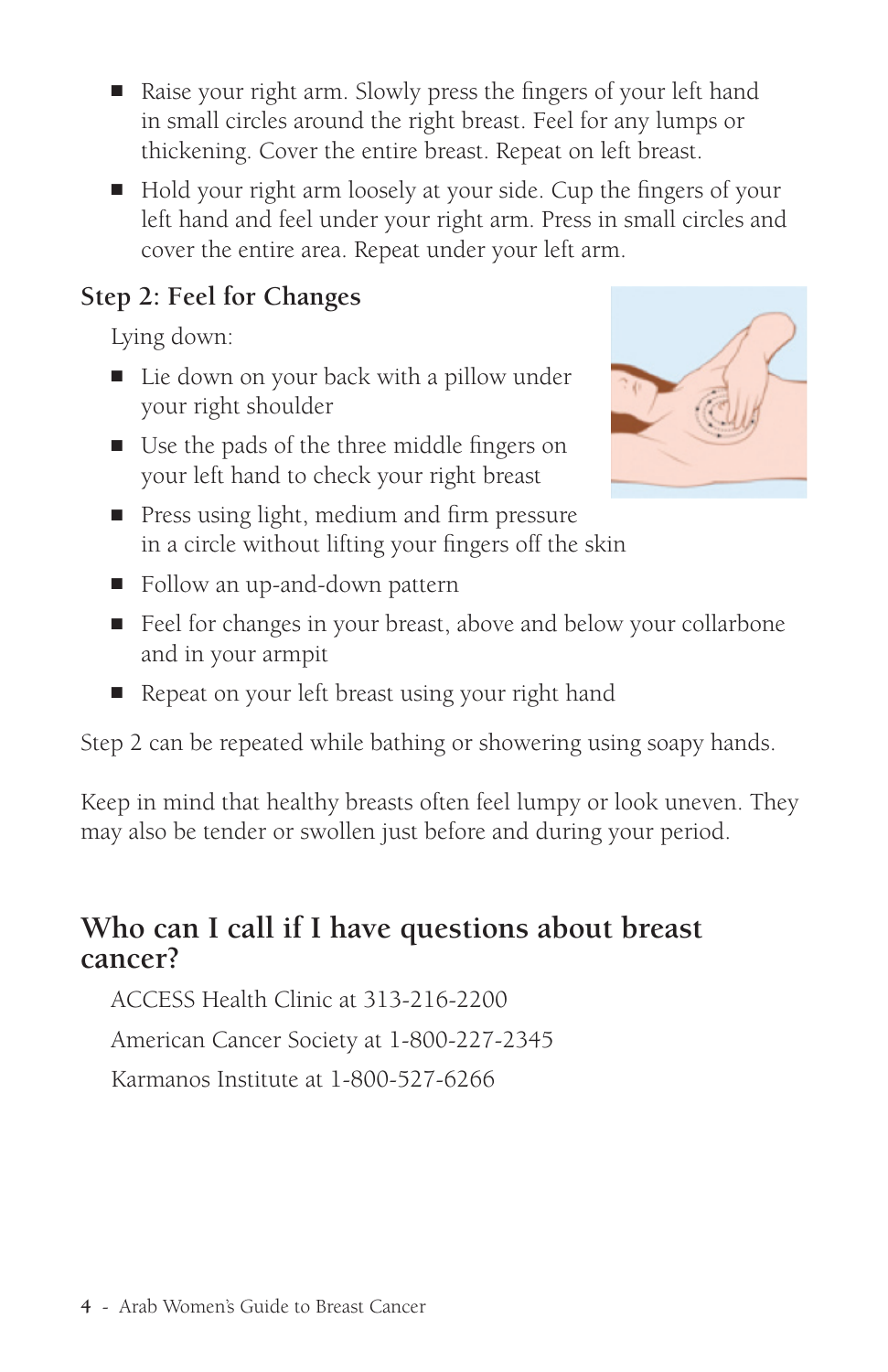- Raise your right arm. Slowly press the fingers of your left hand in small circles around the right breast. Feel for any lumps or thickening. Cover the entire breast. Repeat on left breast.
- Hold your right arm loosely at your side. Cup the fingers of your left hand and feel under your right arm. Press in small circles and cover the entire area. Repeat under your left arm.

### Step 2: Feel for Changes

Lying down:

- Lie down on your back with a pillow under your right shoulder
- Use the pads of the three middle fingers on your left hand to check your right breast
- Press using light, medium and firm pressure in a circle without lifting your fingers off the skin
- Follow an up-and-down pattern
- Feel for changes in your breast, above and below your collarbone and in your armpit
- Repeat on your left breast using your right hand

Step 2 can be repeated while bathing or showering using soapy hands.

Keep in mind that healthy breasts often feel lumpy or look uneven. They may also be tender or swollen just before and during your period.

## Who can I call if I have questions about breast cancer?

ACCESS Health Clinic at 313-216-2200

American Cancer Society at 1-800-227-2345

Karmanos Institute at 1-800-527-6266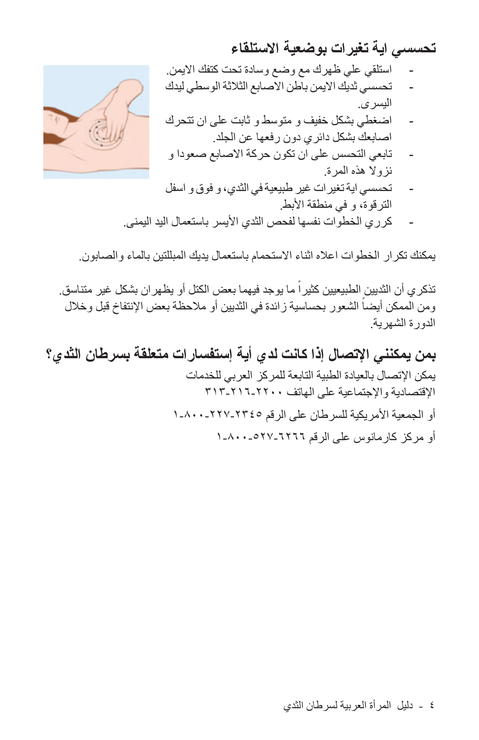## تحسسي اية تغيرات بوضعية الاستلقاء

- استلقي علي ظهرك مع وضع وسادة تحت كتفك الايمن.
- تحسسي ثديك الايمن باطن الاصابع الثلاثة الوسطي ليدك اليسرى.
- اضغطي بشكل خفيف و متوسط و ثابت على ان تتحرك اصابعك بشكل دائري دون رفعها عن الجلد.
- تابعي التحسس على ان تكون حركة الاصابع صعودا و نزولا هذه المرة.
- تحسسي اية تغيرات غير طبيعية في الثدي، و فوق و اسفل الترقوة، و في منطقة الأبط.
- كرري الخطوات نفسها لفحص الثدي الأيسر باستعمال اليد اليمنى.

يمكنك تكرار الخطوات اعلاه اثناء الاستحمام باستعمال يديك المبللتين بالماء والصابون.

تذكري أن الثديين الطبيعيين كثيراً ما يوجد فيهما بعض الكتل أو يظهران بشكل غير متناسق. ومن الممكن أيضاً الشعور بحساسية زائدة في الثديين أو ملاحظة بعض الإنتفاخ قبل وخلال الدورة الشهرية.

## بمن يمكنني الإتصال إذا كانت لدي أية إستفسارات متعلقة بسرطان الثدي؟

يمكن الإتصال بالعيادة الطبية التابعة للمركز العربي للخدمات الإقتصادية والإجتماعية على الهاتف ٣١٣-٢١٦-٢٢٠٠

أو الجمعية الأمريكية للسرطان على الرقم ١-٨٠٠-٢٢٧-٢٣٤٥

أو مركز كارمانوس على الرقم ١-٨٠٠-٥٢٧-٦٢٦٦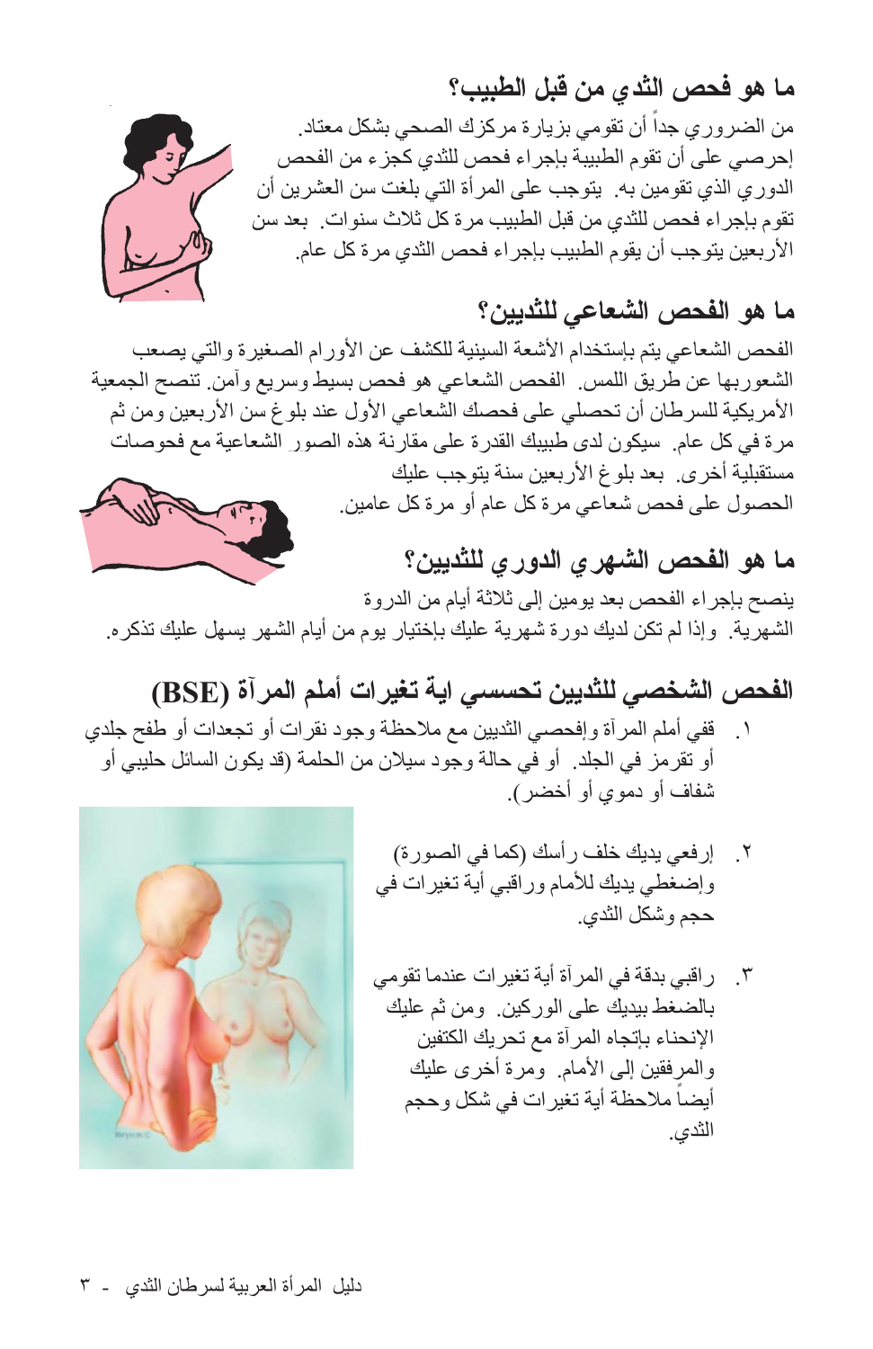## ما هو فحص الثدي من قبل الطبيب؟

من الضروري جداً أن تقومي بزيارة مركزك الصحي بشكل معتاد. إحرصي على أن تقوم الطبيبة بإجراء فحص للثدي كجزء من الفحص الدوري الذي تقومين به. يتوجب على المرأة التي بلغت سن العشرين أن تقوم بإجراء فحص للثدي من قبل الطبيب مرة كل ثلاث سنوات. بعد سن الأربعين يتوجب أن يقوم الطبيب بإجراء فحص الثدي مرة كل عام.

## ما هو الفحص الشعاعي للثديين؟

الفحص الشعاعي يتم بإستخدام الأشعة السينية للكشف عن الأورام الصغيرة والتي يصعب الشعوربها عن طريق اللمس. الفحص الشعاعي هو فحص بسيط وسريع وآمن. تنصح الجمعية الأمريكية للسرطان أن تحصلي على فحصك الشعاعي الأول عند بلوغ سن الأربعين ومن ثم مرة في كل عام. سيكون لدى طبيبك القدرة على مقارنة هذه الصور الشعاعية مع فحوصات مستقبلية أخرى. بعد بلوغ الأربعين سنة يتوجب عليك الحصول على فحص شعاعي مرة كل عام أو مرة كل عامين.

## ما هو الفحص الشهري الدوري للثديين؟

ينصح بإجراء الفحص بعد يومين إلى ثلاثة أيام من الدروة الشهرية. وإذا لم تكن لديك دورة شهرية عليك بإختيار يوم من أيام الشهر يسهل عليك تذكره.

## الفحص الشخصي للثديين تحسسي اية تغيرات أملم المرآة (BSE)

١. قفي أملم المرآة وإفحصي الثديين مع ملاحظة وجود نقرات أو تجعدات أو طفح جلدي أو تقرمز في الجلد. أو في حالة وجود سيلان من الحلمة (قد يكون السائل حليبي أو شفاف أو دموي أو أخضر).

٢. إرفعي يديك خلف رأسك (كما في الصورة) وإضغطي يديك للأمام وراقبي أية تغيرات في حجم وشكل الثدي.

٣. راقبي بدقة في المرآة أية تغيرات عندما تقومي بالضغط بيديك على الوركين. ومن ثم عليك الإنحناء بإتجاه المرآة مع تحريك الكتفين والمرفقين إلى الأمام. ومرة أخرى عليك أيضاً ملاحظة أية تغيرات في شكل وحجم الثدي.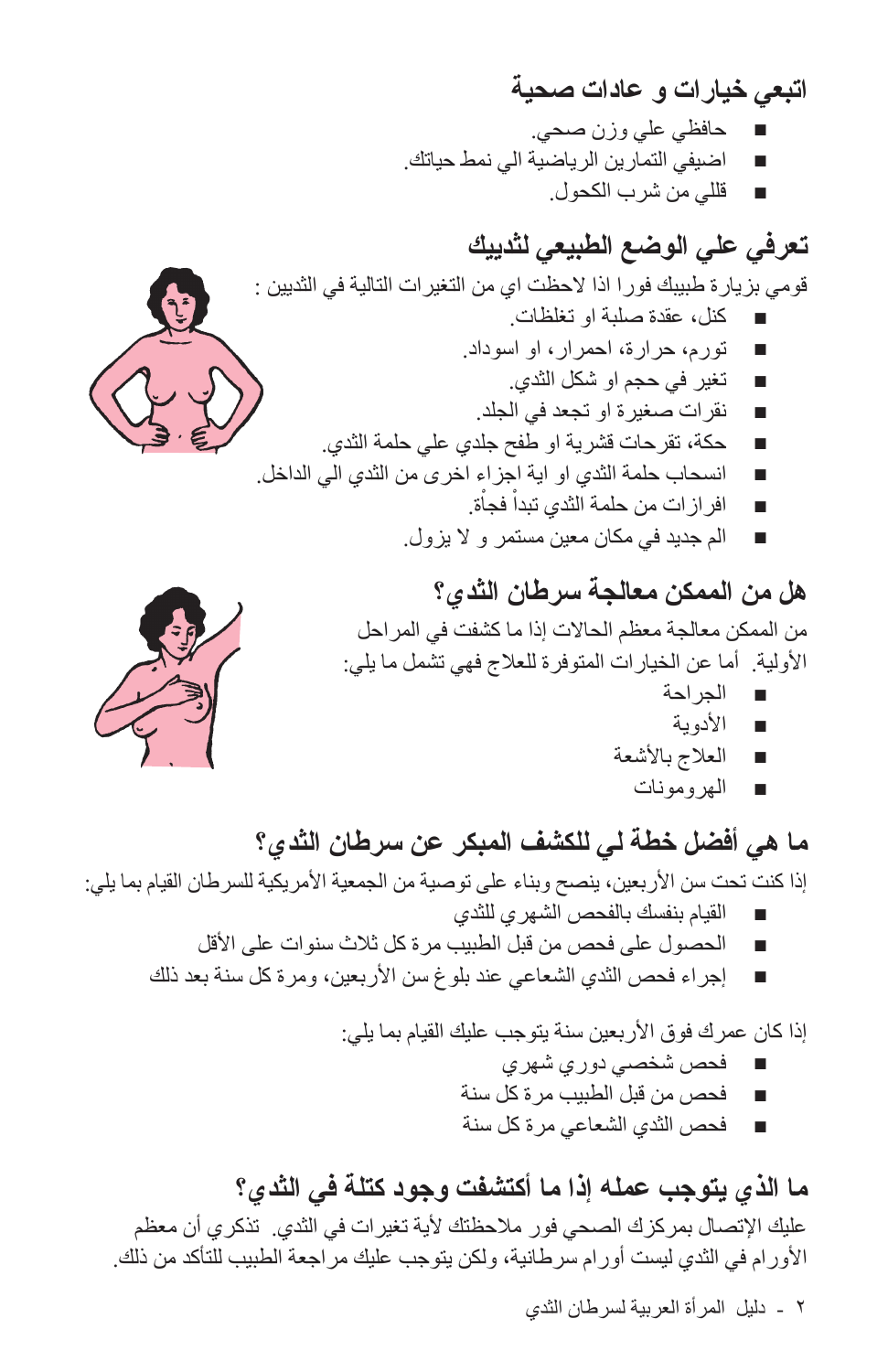## اتبعي خيارات و عادات صحية

- حافظي علي وزن صحي.
- اضيفي التمارين الرياضية الي نمط حياتك.
- قللي من شرب الكحول.

## تعرفي علي الوضع الطبيعي لثدييك

قومي بزيارة طبيبك فورا اذا لاحظت اي من التغيرات التالية في الثديين :

- كتل، عقدة صلبة او تغلظات.
- تورم، حرارة، احمرار، او اسوداد.
- تغير في حجم او شكل الثدي.
- نقرات صغيرة او تجعد في الجلد.
- حكة، تقرحات قشرية او طفح جلدي علي حلمة الثدي.
- انسحاب حلمة الثدي او اية اجزاء اخرى من الثدي الي الداخل.
- افرازات من حلمة الثدي تبدأ فجأة.
- الم جديد في مكان معين مستمر و لا يزول.

## هل من الممكن معالجة سرطان الثدي؟

من الممكن معالجة معظم الحالات إذا ما كشفت في المراحل الأولية. أما عن الخيارات المتوفرة للعلاج فهي تشمل ما يلي:

- الجراحة
- الأدوية
- العلاج بالأشعة
- الهرومونات

## ما هي أفضل خطة لي للكشف المبكر عن سرطان الثدي؟

إذا كنت تحت سن الأربعين، ينصح وبناء على توصية من الجمعية الأمريكية للسرطان القيام بما يلي:

- القيام بنفسك بالفحص الشهري للثدي
- الحصول على فحص من قبل الطبيب مرة كل ثلاث سنوات على الأقل
- إجراء فحص الثدي الشعاعي عند بلوغ سن الأربعين، ومرة كل سنة بعد ذلك

إذا كان عمرك فوق الأربعين سنة يتوجب عليك القيام بما يلي:

- فحص شخصي دوري شهري
- فحص من قبل الطبيب مرة كل سنة
- فحص الثدي الشعاعي مرة كل سنة

## ما الذي يتوجب عمله إذا ما أكتشفت وجود كتلة في الثدي؟

عليك الإتصال بمركزك الصحي فور ملاحظتك لأية تغيرات في الثدي. تذكري أن معظم الأورام في الثدي ليست أورام سرطانية، ولكن يتوجب عليك مراجعة الطبيب للتأكد من ذلك.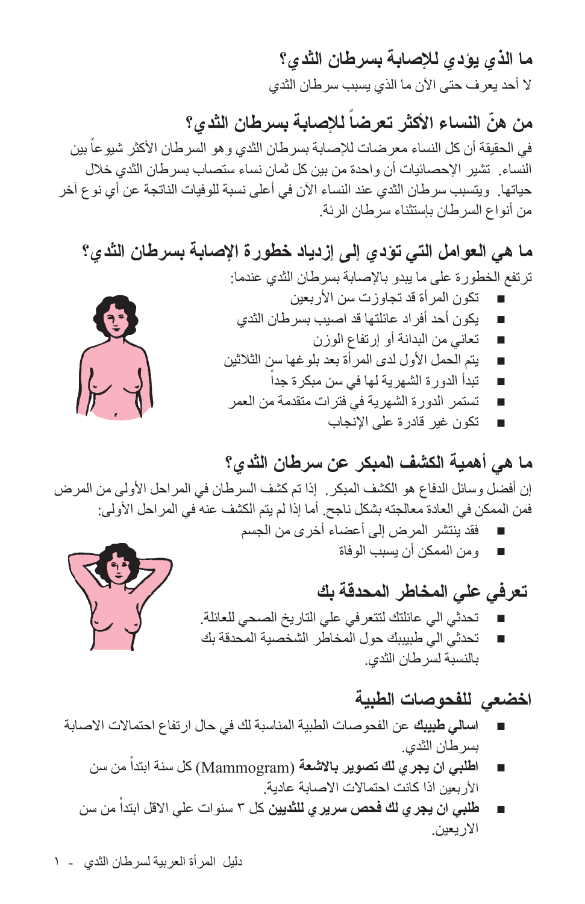## ما الذي يؤدي للإصابة بسرطان الثدي؟

لا أحد يعرف حتى الآن ما الذي يسبب سرطان الثدي

## من هنّ النساء الأكثر تعرضاً للإصابة بسرطان الثدي؟

في الحقيقة أن كل النساء معرضات للإصابة بسرطان الثدي وهو السرطان الأكثر شيوعاً بين النساء. تشير الإحصائيات أن واحدة من بين كل ثمان نساء ستصاب بسرطان الثدي خلال حياتها. ويتسبب سرطان الثدي عند النساء الآن في أعلى نسبة للوفيات الناتجة عن أي نوع آخر من أنواع السرطان بإستثناء سرطان الرئة.

## ما هي العوامل التي تؤدي إلى إزدياد خطورة الإصابة بسرطان الثدي؟

ترتفع الخطورة على ما يبدو بالإصابة بسرطان الثدي عندما:

- تكون المرأة قد تجاوزت سن الأربعين
- يكون أحد أفراد عائلتها قد اصيب بسرطان الثدي
- تعاني من البدانة أو إرتفاع الوزن
- يتم الحمل الأول لدى المرأة بعد بلوغها سن الثلاثين
- تبدأ الدورة الشهرية لها في سن مبكرة جداً
- تستمر الدورة الشهرية في فترات متقدمة من العمر
- تكون غير قادرة على الإنجاب

## ما هي أهمية الكشف المبكر عن سرطان الثدي؟

إن أفضل وسائل الدفاع هو الكشف المبكر. إذا تم كشف السرطان في المراحل الأولى من المرض فمن الممكن في العادة معالجته بشكل ناجح. أما إذا لم يتم الكشف عنه في المراحل الأولى:

- فقد ينتشر المرض إلى أعضاء أخرى من الجسم
- ومن الممكن أن يسبب الوفاة

## تعرفي علي المخاطر المحدقة بك

- تحدثي الي عائلتك لتتعرفي علي التاريخ الصحي للعائلة.
- تحدثي الي طبيبك حول المخاطر الشخصية المحدقة بك بالنسبة لسرطان الثدي.

## اخضعي للفحوصات الطبية

- **اسالي طبيبك** عن الفحوصات الطبية المناسبة لك في حال ارتفاع احتمالات الاصابة بسرطان الثدي.
- **اطلبي ان يجري لك تصوير بالاشعة** (Mammogram) كل سنة ابتدأ من سن الأربعين اذا كانت احتمالات الاصابة عادية.
- **طلبي ان يجري لك فحص سريري للثديين** كل ٣ سنوات علي الاقل ابتدأ من سن الاربعين.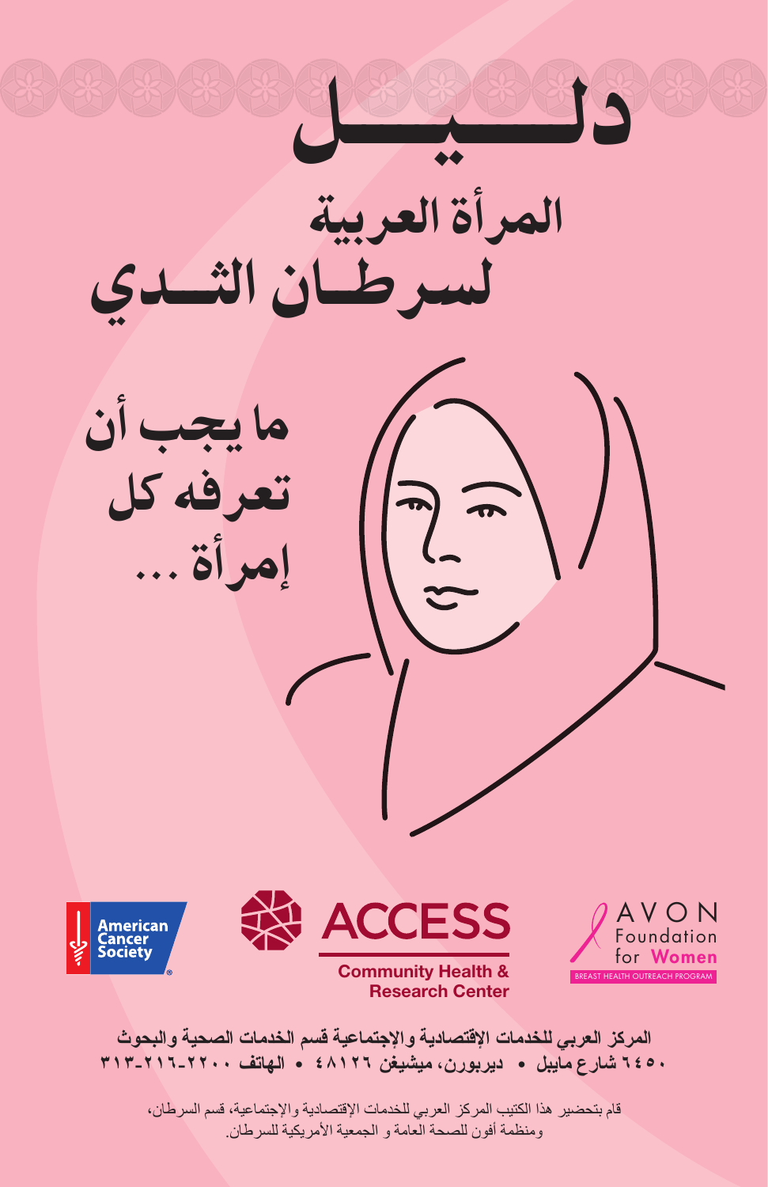# دليـــــل

## المرأة العربية لسرطـان الثـدي

**ما يجب أن تعرفه كل إمرأة ...**

American Cancer Society

ACCESS

Community Health & Research Center

AVON Foundation for Women

BREAST HEALTH OUTREACH PROGRAM

**المركز العربي للخدمات الإقتصادية والإجتماعية قسم الخدمات الصحية والبحوث**

**٦٤٥٠ شارع مايبل • ديربورن، ميشيغن ٤٨١٢٦ • الهاتف ٢٢٠٠-٢١٦-٣١٣**

قام بتحضير هذا الكتيب المركز العربي للخدمات الإقتصادية والإجتماعية، قسم السرطان، ومنظمة أفون للصحة العامة و الجمعية الأمريكية للسرطان.